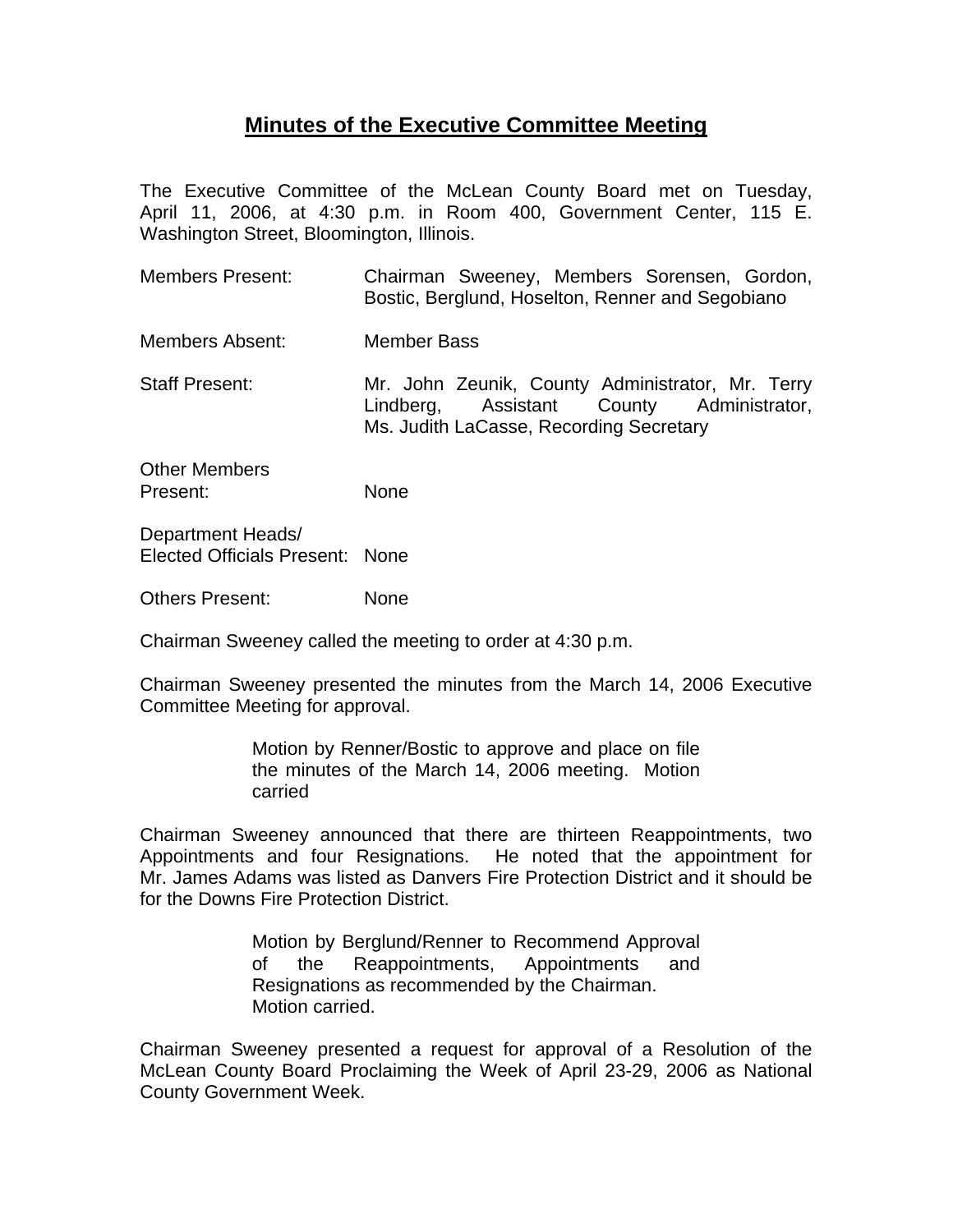# Minutes of the Executive Committee Meeting

The Executive Committee of the McLean County Board met on Tuesday, April 11, 2006, at 4:30 p.m. in Room 400, Government Center, 115 E. Washington Street, Bloomington, Illinois.

| | |
|---|---|
| Members Present: | Chairman Sweeney, Members Sorensen, Gordon, Bostic, Berglund, Hoselton, Renner and Segobiano |
| Members Absent: | Member Bass |
| Staff Present: | Mr. John Zeunik, County Administrator, Mr. Terry Lindberg, Assistant County Administrator, Ms. Judith LaCasse, Recording Secretary |
| Other Members Present: | None |
| Department Heads/ Elected Officials Present: | None |
| Others Present: | None |

Chairman Sweeney called the meeting to order at 4:30 p.m.

Chairman Sweeney presented the minutes from the March 14, 2006 Executive Committee Meeting for approval.

> Motion by Renner/Bostic to approve and place on file the minutes of the March 14, 2006 meeting. Motion carried

Chairman Sweeney announced that there are thirteen Reappointments, two Appointments and four Resignations. He noted that the appointment for Mr. James Adams was listed as Danvers Fire Protection District and it should be for the Downs Fire Protection District.

> Motion by Berglund/Renner to Recommend Approval of the Reappointments, Appointments and Resignations as recommended by the Chairman. Motion carried.

Chairman Sweeney presented a request for approval of a Resolution of the McLean County Board Proclaiming the Week of April 23-29, 2006 as National County Government Week.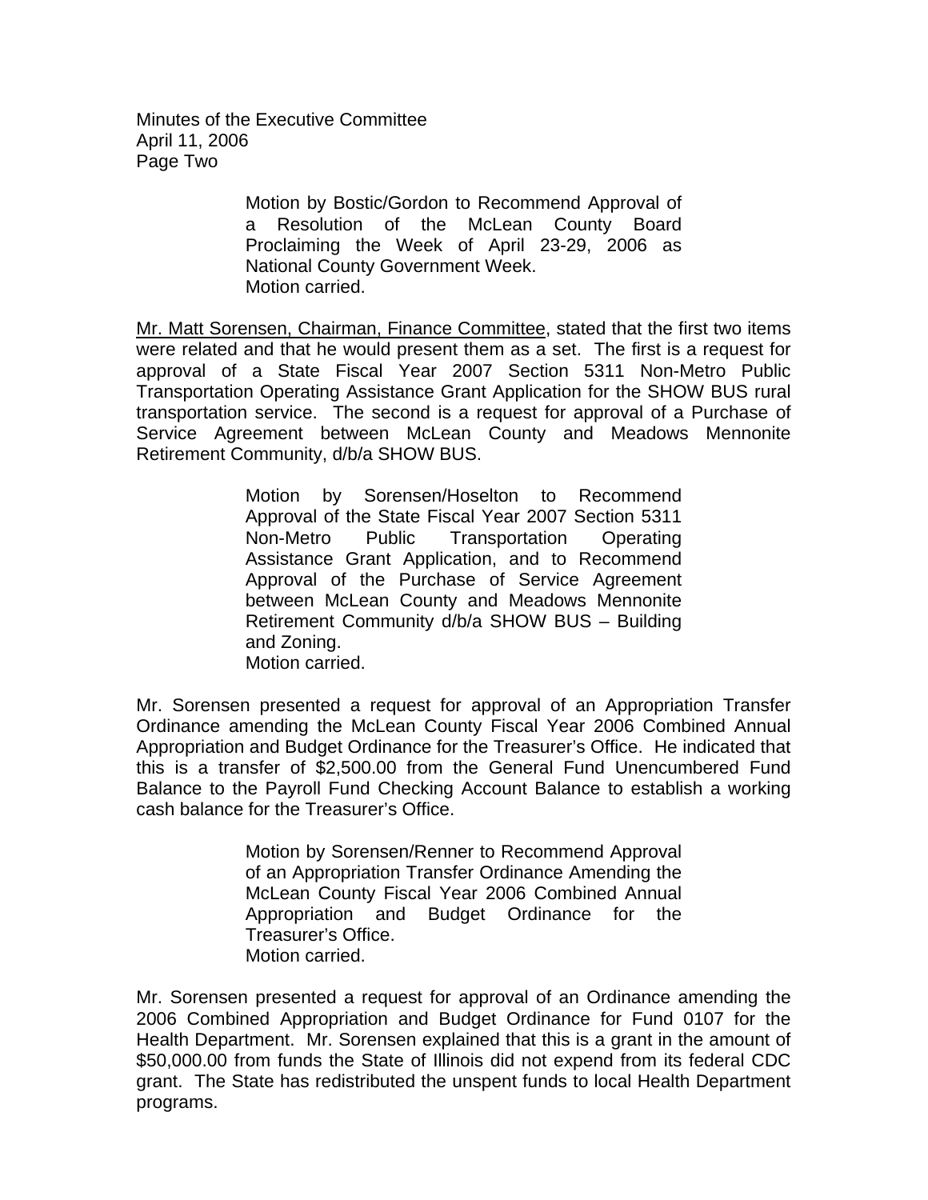Motion by Bostic/Gordon to Recommend Approval of a Resolution of the McLean County Board Proclaiming the Week of April 23-29, 2006 as National County Government Week.
Motion carried.

Mr. Matt Sorensen, Chairman, Finance Committee, stated that the first two items were related and that he would present them as a set. The first is a request for approval of a State Fiscal Year 2007 Section 5311 Non-Metro Public Transportation Operating Assistance Grant Application for the SHOW BUS rural transportation service. The second is a request for approval of a Purchase of Service Agreement between McLean County and Meadows Mennonite Retirement Community, d/b/a SHOW BUS.

Motion by Sorensen/Hoselton to Recommend Approval of the State Fiscal Year 2007 Section 5311 Non-Metro Public Transportation Operating Assistance Grant Application, and to Recommend Approval of the Purchase of Service Agreement between McLean County and Meadows Mennonite Retirement Community d/b/a SHOW BUS – Building and Zoning.
Motion carried.

Mr. Sorensen presented a request for approval of an Appropriation Transfer Ordinance amending the McLean County Fiscal Year 2006 Combined Annual Appropriation and Budget Ordinance for the Treasurer's Office. He indicated that this is a transfer of $2,500.00 from the General Fund Unencumbered Fund Balance to the Payroll Fund Checking Account Balance to establish a working cash balance for the Treasurer's Office.

Motion by Sorensen/Renner to Recommend Approval of an Appropriation Transfer Ordinance Amending the McLean County Fiscal Year 2006 Combined Annual Appropriation and Budget Ordinance for the Treasurer's Office.
Motion carried.

Mr. Sorensen presented a request for approval of an Ordinance amending the 2006 Combined Appropriation and Budget Ordinance for Fund 0107 for the Health Department. Mr. Sorensen explained that this is a grant in the amount of $50,000.00 from funds the State of Illinois did not expend from its federal CDC grant. The State has redistributed the unspent funds to local Health Department programs.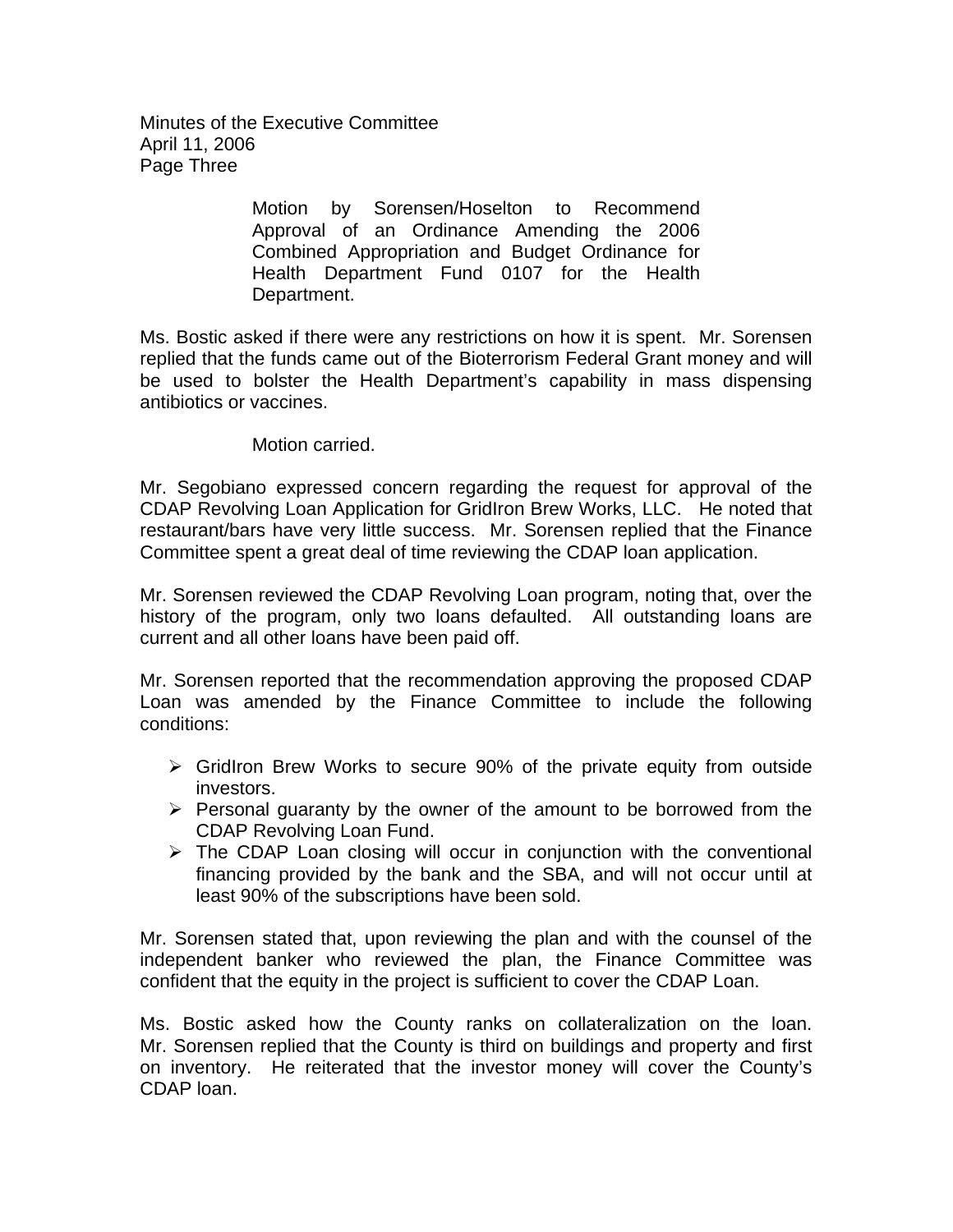Motion by Sorensen/Hoselton to Recommend Approval of an Ordinance Amending the 2006 Combined Appropriation and Budget Ordinance for Health Department Fund 0107 for the Health Department.

Ms. Bostic asked if there were any restrictions on how it is spent. Mr. Sorensen replied that the funds came out of the Bioterrorism Federal Grant money and will be used to bolster the Health Department's capability in mass dispensing antibiotics or vaccines.

Motion carried.

Mr. Segobiano expressed concern regarding the request for approval of the CDAP Revolving Loan Application for GridIron Brew Works, LLC. He noted that restaurant/bars have very little success. Mr. Sorensen replied that the Finance Committee spent a great deal of time reviewing the CDAP loan application.

Mr. Sorensen reviewed the CDAP Revolving Loan program, noting that, over the history of the program, only two loans defaulted. All outstanding loans are current and all other loans have been paid off.

Mr. Sorensen reported that the recommendation approving the proposed CDAP Loan was amended by the Finance Committee to include the following conditions:

- GridIron Brew Works to secure 90% of the private equity from outside investors.
- Personal guaranty by the owner of the amount to be borrowed from the CDAP Revolving Loan Fund.
- The CDAP Loan closing will occur in conjunction with the conventional financing provided by the bank and the SBA, and will not occur until at least 90% of the subscriptions have been sold.

Mr. Sorensen stated that, upon reviewing the plan and with the counsel of the independent banker who reviewed the plan, the Finance Committee was confident that the equity in the project is sufficient to cover the CDAP Loan.

Ms. Bostic asked how the County ranks on collateralization on the loan. Mr. Sorensen replied that the County is third on buildings and property and first on inventory. He reiterated that the investor money will cover the County's CDAP loan.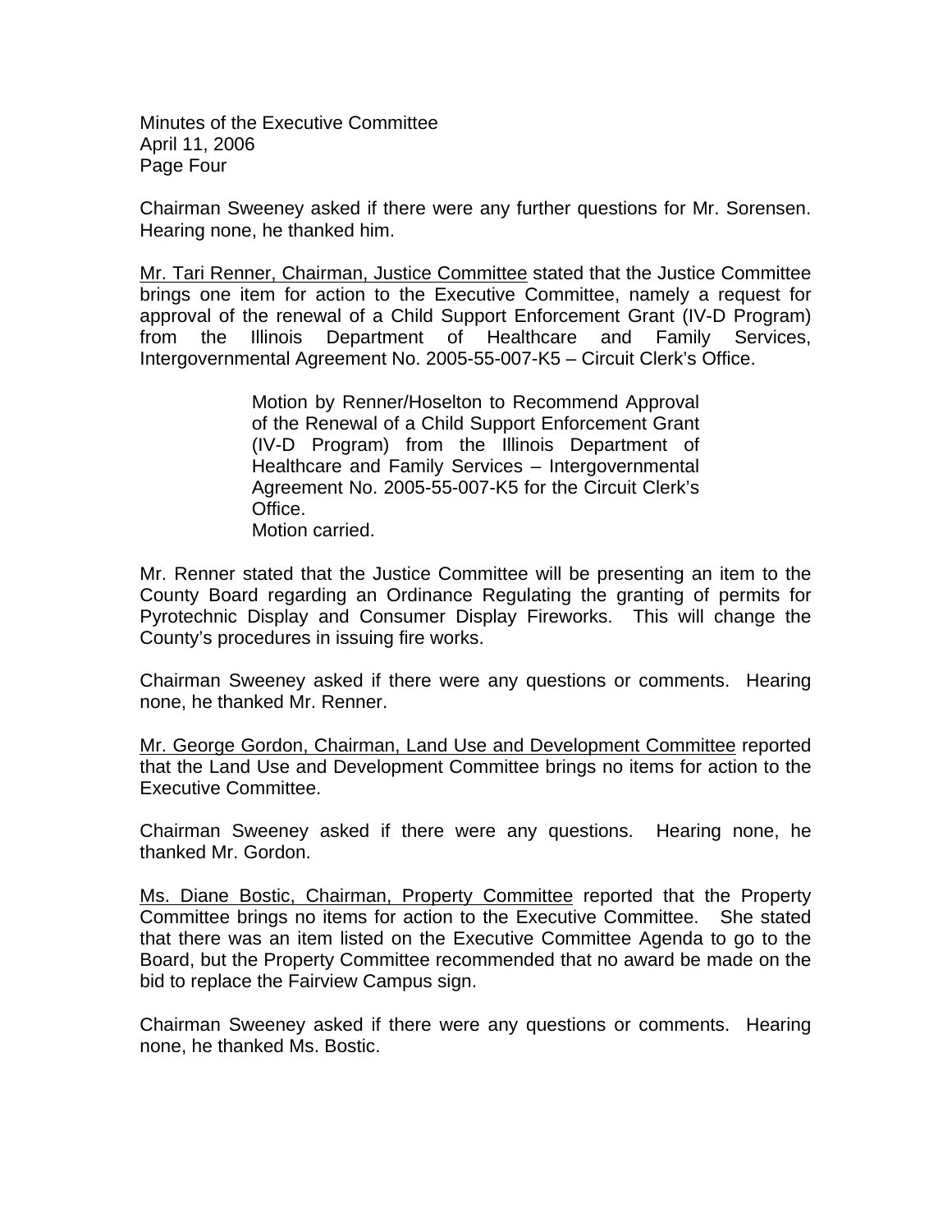Chairman Sweeney asked if there were any further questions for Mr. Sorensen. Hearing none, he thanked him.

Mr. Tari Renner, Chairman, Justice Committee stated that the Justice Committee brings one item for action to the Executive Committee, namely a request for approval of the renewal of a Child Support Enforcement Grant (IV-D Program) from the Illinois Department of Healthcare and Family Services, Intergovernmental Agreement No. 2005-55-007-K5 – Circuit Clerk's Office.

> Motion by Renner/Hoselton to Recommend Approval of the Renewal of a Child Support Enforcement Grant (IV-D Program) from the Illinois Department of Healthcare and Family Services – Intergovernmental Agreement No. 2005-55-007-K5 for the Circuit Clerk's Office.
> Motion carried.

Mr. Renner stated that the Justice Committee will be presenting an item to the County Board regarding an Ordinance Regulating the granting of permits for Pyrotechnic Display and Consumer Display Fireworks. This will change the County's procedures in issuing fire works.

Chairman Sweeney asked if there were any questions or comments. Hearing none, he thanked Mr. Renner.

Mr. George Gordon, Chairman, Land Use and Development Committee reported that the Land Use and Development Committee brings no items for action to the Executive Committee.

Chairman Sweeney asked if there were any questions. Hearing none, he thanked Mr. Gordon.

Ms. Diane Bostic, Chairman, Property Committee reported that the Property Committee brings no items for action to the Executive Committee. She stated that there was an item listed on the Executive Committee Agenda to go to the Board, but the Property Committee recommended that no award be made on the bid to replace the Fairview Campus sign.

Chairman Sweeney asked if there were any questions or comments. Hearing none, he thanked Ms. Bostic.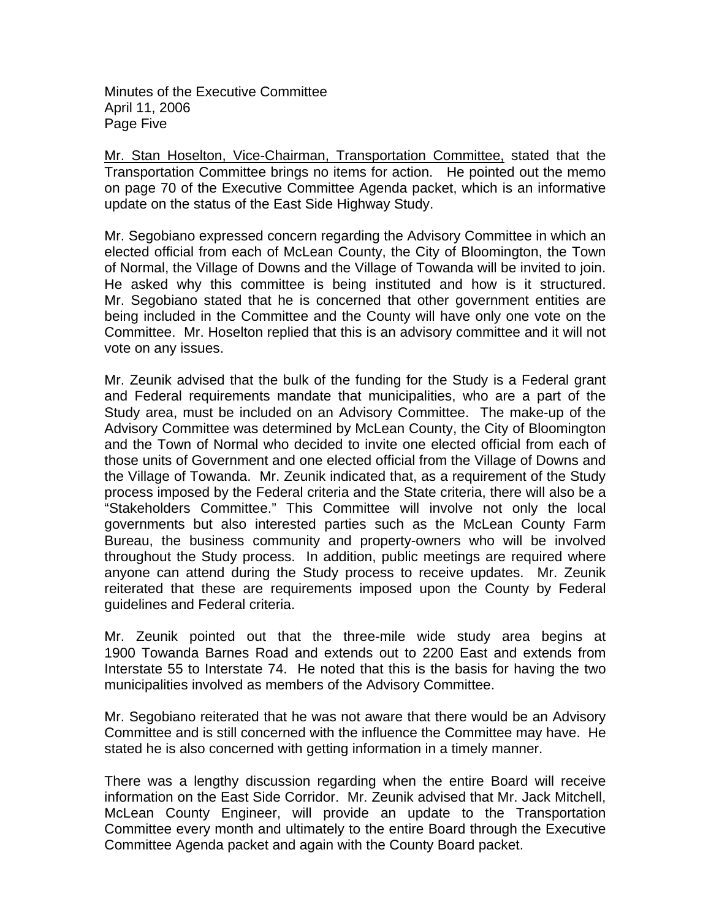Mr. Stan Hoselton, Vice-Chairman, Transportation Committee, stated that the Transportation Committee brings no items for action. He pointed out the memo on page 70 of the Executive Committee Agenda packet, which is an informative update on the status of the East Side Highway Study.

Mr. Segobiano expressed concern regarding the Advisory Committee in which an elected official from each of McLean County, the City of Bloomington, the Town of Normal, the Village of Downs and the Village of Towanda will be invited to join. He asked why this committee is being instituted and how is it structured. Mr. Segobiano stated that he is concerned that other government entities are being included in the Committee and the County will have only one vote on the Committee. Mr. Hoselton replied that this is an advisory committee and it will not vote on any issues.

Mr. Zeunik advised that the bulk of the funding for the Study is a Federal grant and Federal requirements mandate that municipalities, who are a part of the Study area, must be included on an Advisory Committee. The make-up of the Advisory Committee was determined by McLean County, the City of Bloomington and the Town of Normal who decided to invite one elected official from each of those units of Government and one elected official from the Village of Downs and the Village of Towanda. Mr. Zeunik indicated that, as a requirement of the Study process imposed by the Federal criteria and the State criteria, there will also be a "Stakeholders Committee." This Committee will involve not only the local governments but also interested parties such as the McLean County Farm Bureau, the business community and property-owners who will be involved throughout the Study process. In addition, public meetings are required where anyone can attend during the Study process to receive updates. Mr. Zeunik reiterated that these are requirements imposed upon the County by Federal guidelines and Federal criteria.

Mr. Zeunik pointed out that the three-mile wide study area begins at 1900 Towanda Barnes Road and extends out to 2200 East and extends from Interstate 55 to Interstate 74. He noted that this is the basis for having the two municipalities involved as members of the Advisory Committee.

Mr. Segobiano reiterated that he was not aware that there would be an Advisory Committee and is still concerned with the influence the Committee may have. He stated he is also concerned with getting information in a timely manner.

There was a lengthy discussion regarding when the entire Board will receive information on the East Side Corridor. Mr. Zeunik advised that Mr. Jack Mitchell, McLean County Engineer, will provide an update to the Transportation Committee every month and ultimately to the entire Board through the Executive Committee Agenda packet and again with the County Board packet.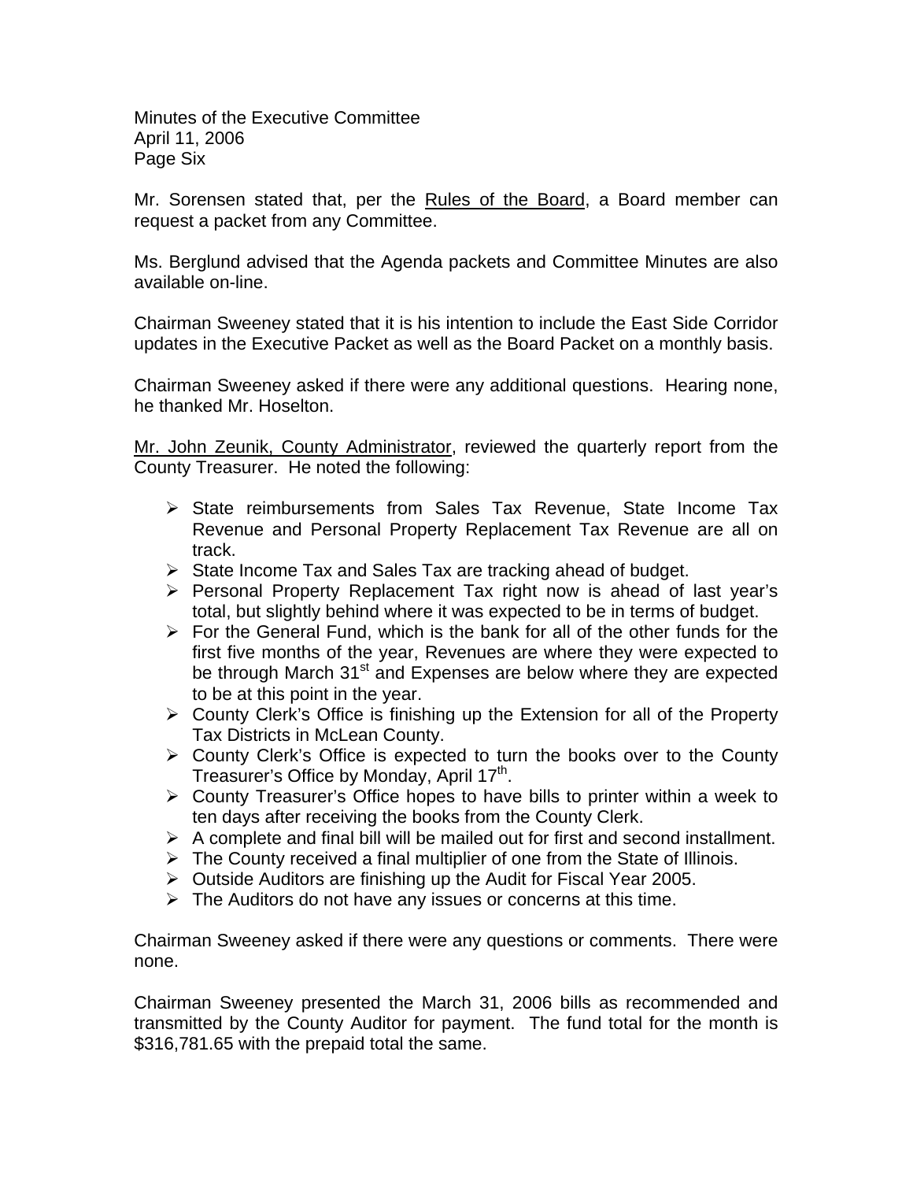Mr. Sorensen stated that, per the Rules of the Board, a Board member can request a packet from any Committee.

Ms. Berglund advised that the Agenda packets and Committee Minutes are also available on-line.

Chairman Sweeney stated that it is his intention to include the East Side Corridor updates in the Executive Packet as well as the Board Packet on a monthly basis.

Chairman Sweeney asked if there were any additional questions. Hearing none, he thanked Mr. Hoselton.

Mr. John Zeunik, County Administrator, reviewed the quarterly report from the County Treasurer. He noted the following:

- State reimbursements from Sales Tax Revenue, State Income Tax Revenue and Personal Property Replacement Tax Revenue are all on track.
- State Income Tax and Sales Tax are tracking ahead of budget.
- Personal Property Replacement Tax right now is ahead of last year's total, but slightly behind where it was expected to be in terms of budget.
- For the General Fund, which is the bank for all of the other funds for the first five months of the year, Revenues are where they were expected to be through March 31st and Expenses are below where they are expected to be at this point in the year.
- County Clerk's Office is finishing up the Extension for all of the Property Tax Districts in McLean County.
- County Clerk's Office is expected to turn the books over to the County Treasurer's Office by Monday, April 17th.
- County Treasurer's Office hopes to have bills to printer within a week to ten days after receiving the books from the County Clerk.
- A complete and final bill will be mailed out for first and second installment.
- The County received a final multiplier of one from the State of Illinois.
- Outside Auditors are finishing up the Audit for Fiscal Year 2005.
- The Auditors do not have any issues or concerns at this time.

Chairman Sweeney asked if there were any questions or comments. There were none.

Chairman Sweeney presented the March 31, 2006 bills as recommended and transmitted by the County Auditor for payment. The fund total for the month is $316,781.65 with the prepaid total the same.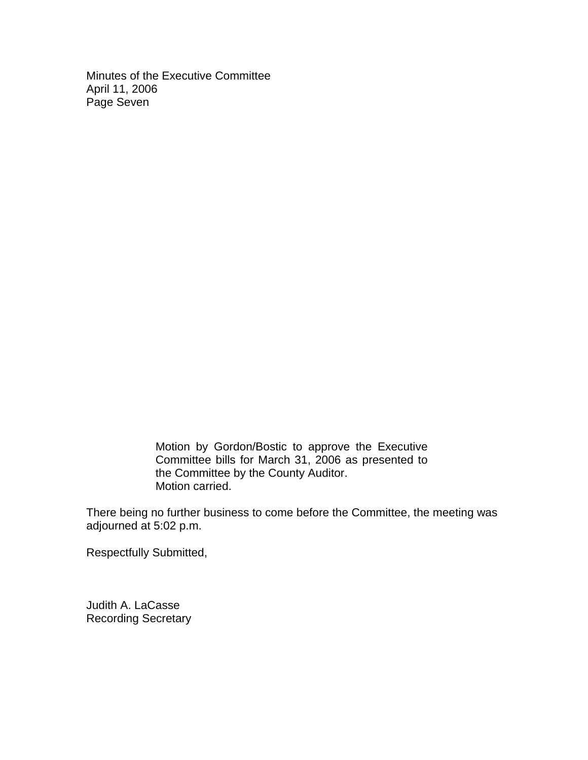Motion by Gordon/Bostic to approve the Executive Committee bills for March 31, 2006 as presented to the Committee by the County Auditor.
Motion carried.

There being no further business to come before the Committee, the meeting was adjourned at 5:02 p.m.

Respectfully Submitted,

Judith A. LaCasse
Recording Secretary